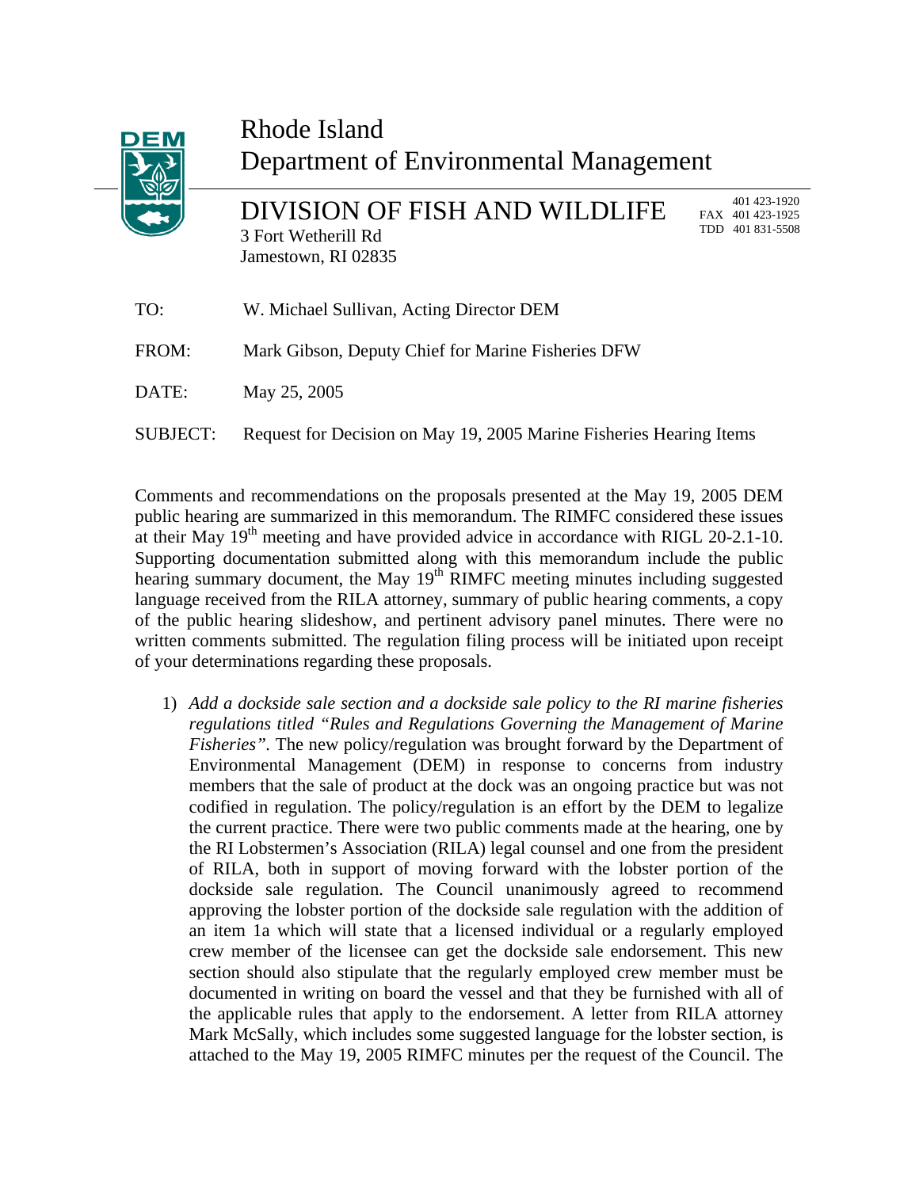# Rhode Island
# Department of Environmental Management

## DIVISION OF FISH AND WILDLIFE

3 Fort Wetherill Rd
Jamestown, RI 02835

401 423-1920
FAX 401 423-1925
TDD 401 831-5508

TO: W. Michael Sullivan, Acting Director DEM

FROM: Mark Gibson, Deputy Chief for Marine Fisheries DFW

DATE: May 25, 2005

SUBJECT: Request for Decision on May 19, 2005 Marine Fisheries Hearing Items

Comments and recommendations on the proposals presented at the May 19, 2005 DEM public hearing are summarized in this memorandum. The RIMFC considered these issues at their May 19th meeting and have provided advice in accordance with RIGL 20-2.1-10. Supporting documentation submitted along with this memorandum include the public hearing summary document, the May 19th RIMFC meeting minutes including suggested language received from the RILA attorney, summary of public hearing comments, a copy of the public hearing slideshow, and pertinent advisory panel minutes. There were no written comments submitted. The regulation filing process will be initiated upon receipt of your determinations regarding these proposals.

1) *Add a dockside sale section and a dockside sale policy to the RI marine fisheries regulations titled "Rules and Regulations Governing the Management of Marine Fisheries".* The new policy/regulation was brought forward by the Department of Environmental Management (DEM) in response to concerns from industry members that the sale of product at the dock was an ongoing practice but was not codified in regulation. The policy/regulation is an effort by the DEM to legalize the current practice. There were two public comments made at the hearing, one by the RI Lobstermen's Association (RILA) legal counsel and one from the president of RILA, both in support of moving forward with the lobster portion of the dockside sale regulation. The Council unanimously agreed to recommend approving the lobster portion of the dockside sale regulation with the addition of an item 1a which will state that a licensed individual or a regularly employed crew member of the licensee can get the dockside sale endorsement. This new section should also stipulate that the regularly employed crew member must be documented in writing on board the vessel and that they be furnished with all of the applicable rules that apply to the endorsement. A letter from RILA attorney Mark McSally, which includes some suggested language for the lobster section, is attached to the May 19, 2005 RIMFC minutes per the request of the Council. The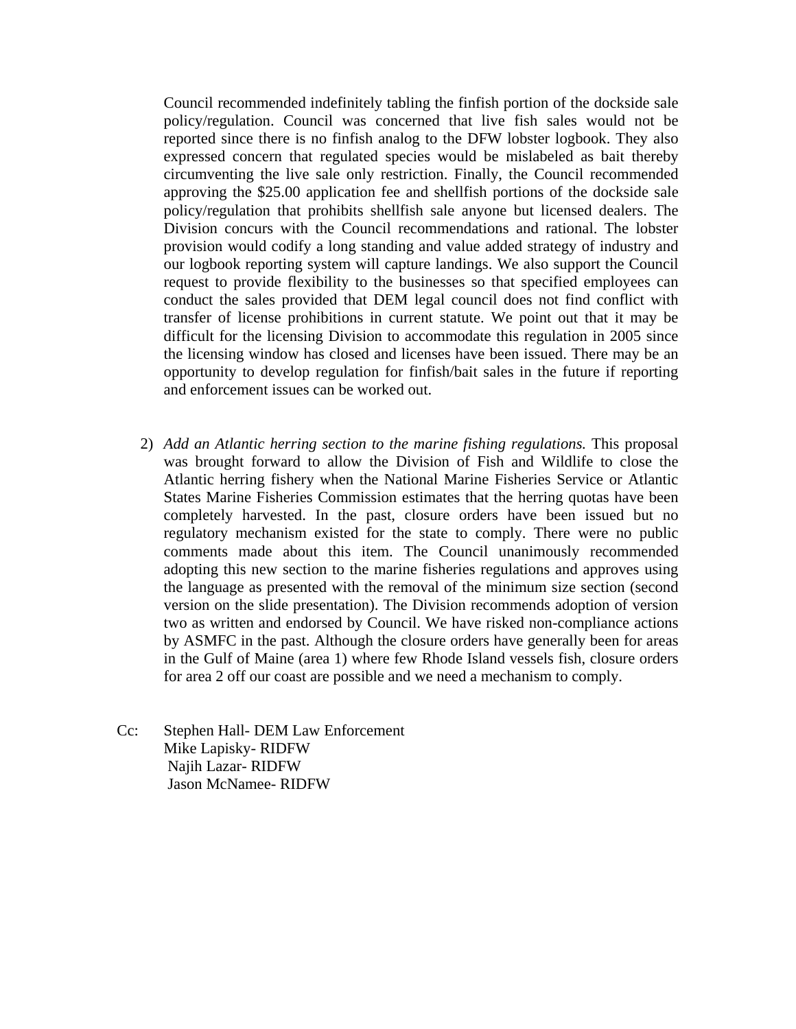Council recommended indefinitely tabling the finfish portion of the dockside sale policy/regulation. Council was concerned that live fish sales would not be reported since there is no finfish analog to the DFW lobster logbook. They also expressed concern that regulated species would be mislabeled as bait thereby circumventing the live sale only restriction. Finally, the Council recommended approving the $25.00 application fee and shellfish portions of the dockside sale policy/regulation that prohibits shellfish sale anyone but licensed dealers. The Division concurs with the Council recommendations and rational. The lobster provision would codify a long standing and value added strategy of industry and our logbook reporting system will capture landings. We also support the Council request to provide flexibility to the businesses so that specified employees can conduct the sales provided that DEM legal council does not find conflict with transfer of license prohibitions in current statute. We point out that it may be difficult for the licensing Division to accommodate this regulation in 2005 since the licensing window has closed and licenses have been issued. There may be an opportunity to develop regulation for finfish/bait sales in the future if reporting and enforcement issues can be worked out.

2) *Add an Atlantic herring section to the marine fishing regulations.* This proposal was brought forward to allow the Division of Fish and Wildlife to close the Atlantic herring fishery when the National Marine Fisheries Service or Atlantic States Marine Fisheries Commission estimates that the herring quotas have been completely harvested. In the past, closure orders have been issued but no regulatory mechanism existed for the state to comply. There were no public comments made about this item. The Council unanimously recommended adopting this new section to the marine fisheries regulations and approves using the language as presented with the removal of the minimum size section (second version on the slide presentation). The Division recommends adoption of version two as written and endorsed by Council. We have risked non-compliance actions by ASMFC in the past. Although the closure orders have generally been for areas in the Gulf of Maine (area 1) where few Rhode Island vessels fish, closure orders for area 2 off our coast are possible and we need a mechanism to comply.

Cc: Stephen Hall- DEM Law Enforcement
Mike Lapisky- RIDFW
Najih Lazar- RIDFW
Jason McNamee- RIDFW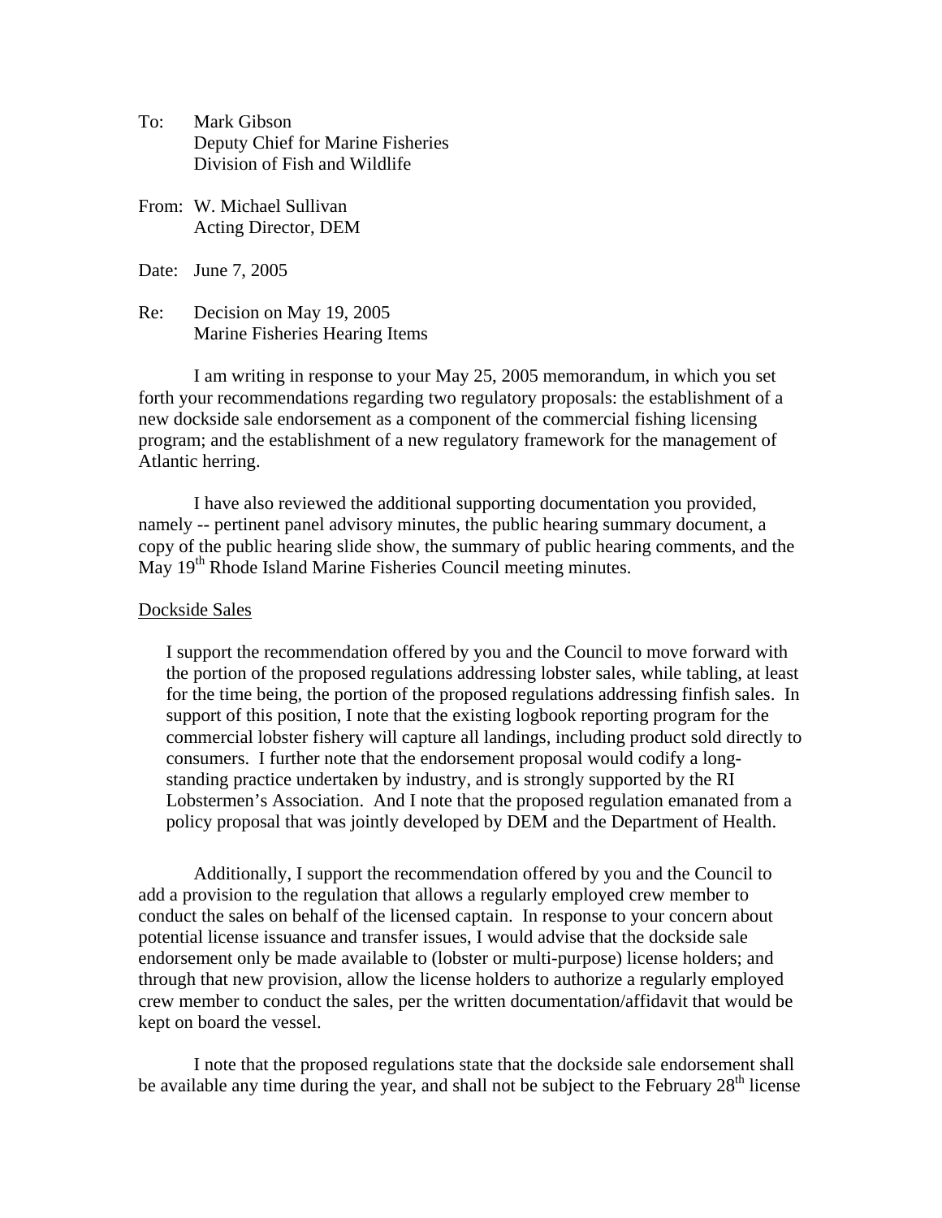To: Mark Gibson
Deputy Chief for Marine Fisheries
Division of Fish and Wildlife

From: W. Michael Sullivan
Acting Director, DEM

Date: June 7, 2005

Re: Decision on May 19, 2005
Marine Fisheries Hearing Items

I am writing in response to your May 25, 2005 memorandum, in which you set forth your recommendations regarding two regulatory proposals: the establishment of a new dockside sale endorsement as a component of the commercial fishing licensing program; and the establishment of a new regulatory framework for the management of Atlantic herring.

I have also reviewed the additional supporting documentation you provided, namely -- pertinent panel advisory minutes, the public hearing summary document, a copy of the public hearing slide show, the summary of public hearing comments, and the May 19th Rhode Island Marine Fisheries Council meeting minutes.

<u>Dockside Sales</u>

I support the recommendation offered by you and the Council to move forward with the portion of the proposed regulations addressing lobster sales, while tabling, at least for the time being, the portion of the proposed regulations addressing finfish sales. In support of this position, I note that the existing logbook reporting program for the commercial lobster fishery will capture all landings, including product sold directly to consumers. I further note that the endorsement proposal would codify a long-standing practice undertaken by industry, and is strongly supported by the RI Lobstermen's Association. And I note that the proposed regulation emanated from a policy proposal that was jointly developed by DEM and the Department of Health.

Additionally, I support the recommendation offered by you and the Council to add a provision to the regulation that allows a regularly employed crew member to conduct the sales on behalf of the licensed captain. In response to your concern about potential license issuance and transfer issues, I would advise that the dockside sale endorsement only be made available to (lobster or multi-purpose) license holders; and through that new provision, allow the license holders to authorize a regularly employed crew member to conduct the sales, per the written documentation/affidavit that would be kept on board the vessel.

I note that the proposed regulations state that the dockside sale endorsement shall be available any time during the year, and shall not be subject to the February 28th license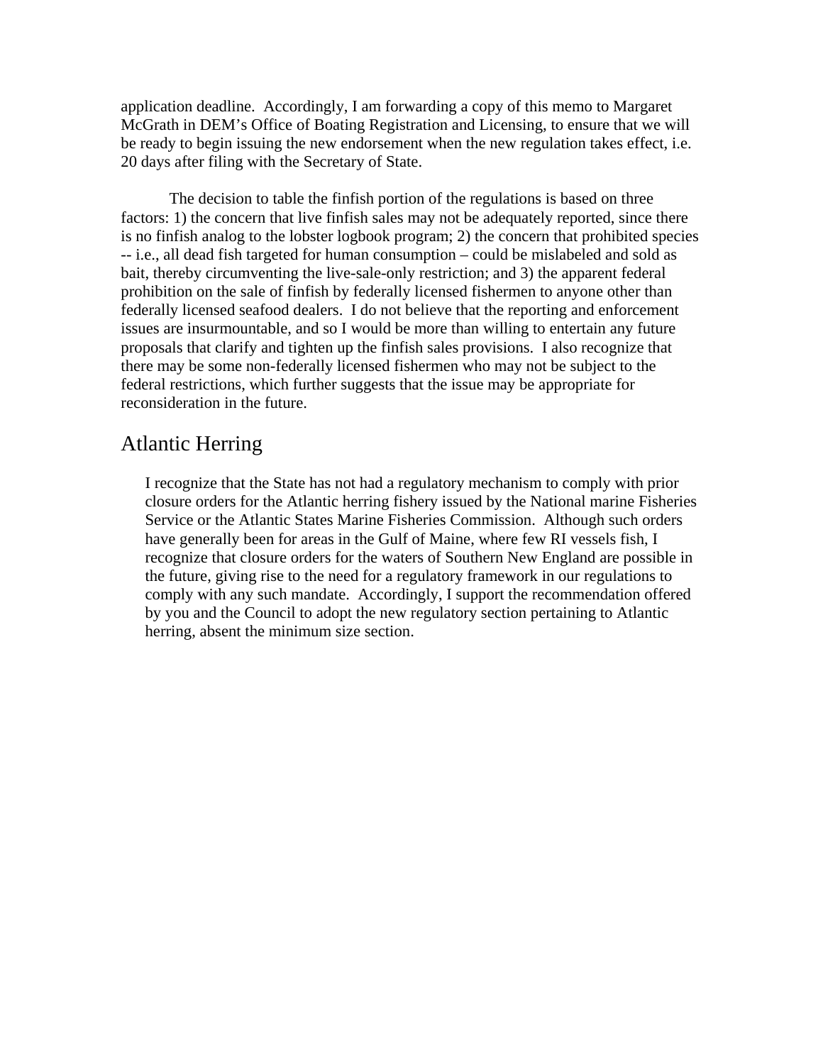application deadline.  Accordingly, I am forwarding a copy of this memo to Margaret McGrath in DEM's Office of Boating Registration and Licensing, to ensure that we will be ready to begin issuing the new endorsement when the new regulation takes effect, i.e. 20 days after filing with the Secretary of State.

The decision to table the finfish portion of the regulations is based on three factors: 1) the concern that live finfish sales may not be adequately reported, since there is no finfish analog to the lobster logbook program; 2) the concern that prohibited species -- i.e., all dead fish targeted for human consumption – could be mislabeled and sold as bait, thereby circumventing the live-sale-only restriction; and 3) the apparent federal prohibition on the sale of finfish by federally licensed fishermen to anyone other than federally licensed seafood dealers.  I do not believe that the reporting and enforcement issues are insurmountable, and so I would be more than willing to entertain any future proposals that clarify and tighten up the finfish sales provisions.  I also recognize that there may be some non-federally licensed fishermen who may not be subject to the federal restrictions, which further suggests that the issue may be appropriate for reconsideration in the future.

## Atlantic Herring

I recognize that the State has not had a regulatory mechanism to comply with prior closure orders for the Atlantic herring fishery issued by the National marine Fisheries Service or the Atlantic States Marine Fisheries Commission.  Although such orders have generally been for areas in the Gulf of Maine, where few RI vessels fish, I recognize that closure orders for the waters of Southern New England are possible in the future, giving rise to the need for a regulatory framework in our regulations to comply with any such mandate.  Accordingly, I support the recommendation offered by you and the Council to adopt the new regulatory section pertaining to Atlantic herring, absent the minimum size section.